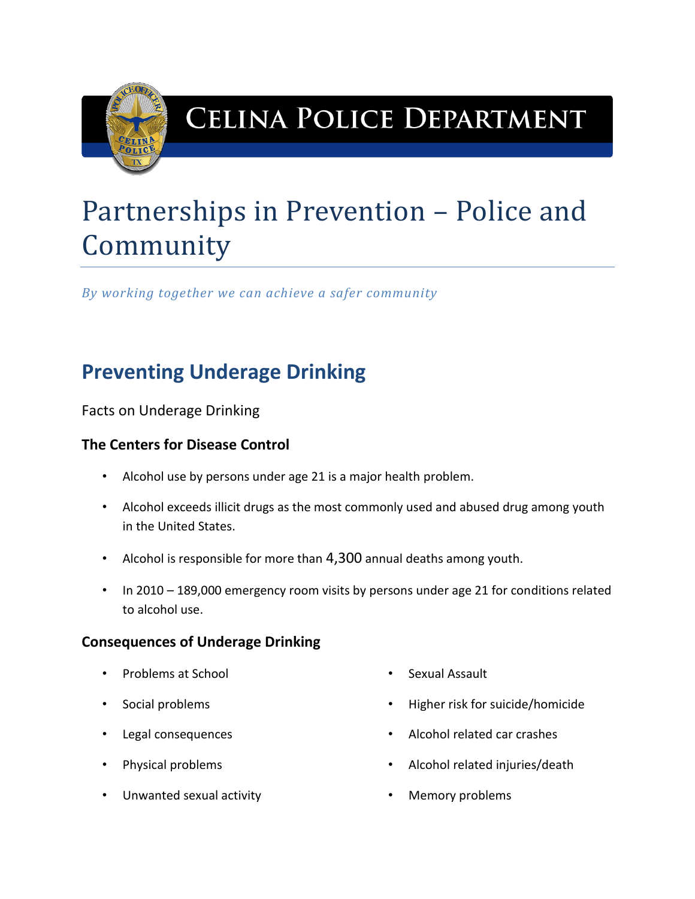# Celina Police Department

# Partnerships in Prevention – Police and Community

*By working together we can achieve a safer community*

## Preventing Underage Drinking

Facts on Underage Drinking

### The Centers for Disease Control

- Alcohol use by persons under age 21 is a major health problem.
- Alcohol exceeds illicit drugs as the most commonly used and abused drug among youth in the United States.
- Alcohol is responsible for more than 4,300 annual deaths among youth.
- In 2010 – 189,000 emergency room visits by persons under age 21 for conditions related to alcohol use.

### Consequences of Underage Drinking

- Problems at School
- Social problems
- Legal consequences
- Physical problems
- Unwanted sexual activity
- Sexual Assault
- Higher risk for suicide/homicide
- Alcohol related car crashes
- Alcohol related injuries/death
- Memory problems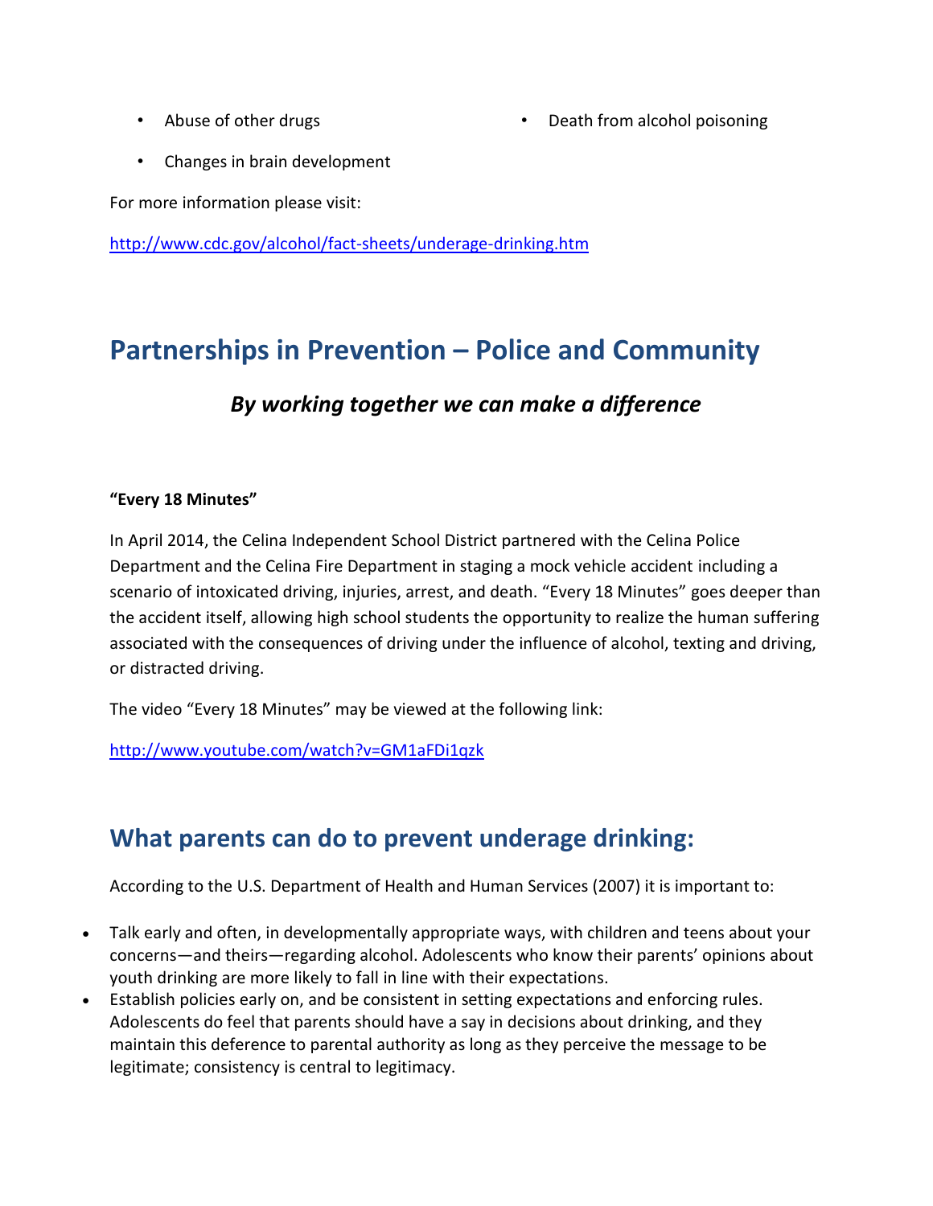- Abuse of other drugs
- Changes in brain development
- Death from alcohol poisoning

For more information please visit:

http://www.cdc.gov/alcohol/fact-sheets/underage-drinking.htm

# Partnerships in Prevention – Police and Community

### *By working together we can make a difference*

**"Every 18 Minutes"**

In April 2014, the Celina Independent School District partnered with the Celina Police Department and the Celina Fire Department in staging a mock vehicle accident including a scenario of intoxicated driving, injuries, arrest, and death. "Every 18 Minutes" goes deeper than the accident itself, allowing high school students the opportunity to realize the human suffering associated with the consequences of driving under the influence of alcohol, texting and driving, or distracted driving.

The video "Every 18 Minutes" may be viewed at the following link:

http://www.youtube.com/watch?v=GM1aFDi1qzk

# What parents can do to prevent underage drinking:

According to the U.S. Department of Health and Human Services (2007) it is important to:

- Talk early and often, in developmentally appropriate ways, with children and teens about your concerns—and theirs—regarding alcohol. Adolescents who know their parents' opinions about youth drinking are more likely to fall in line with their expectations.
- Establish policies early on, and be consistent in setting expectations and enforcing rules. Adolescents do feel that parents should have a say in decisions about drinking, and they maintain this deference to parental authority as long as they perceive the message to be legitimate; consistency is central to legitimacy.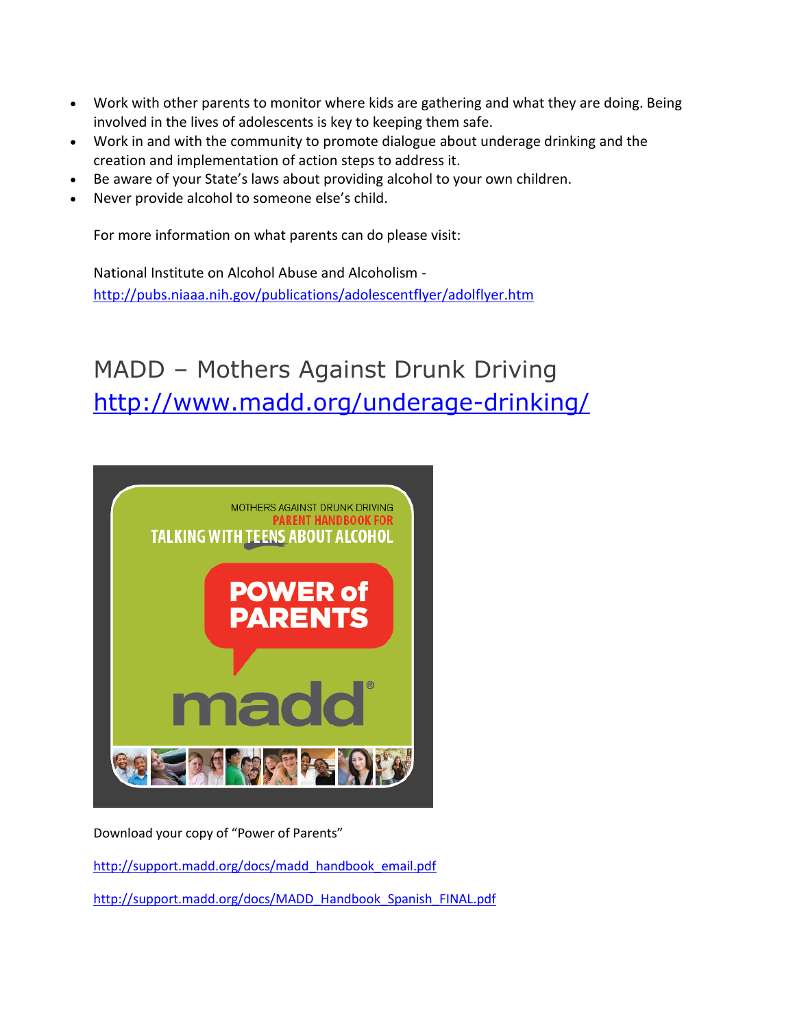- Work with other parents to monitor where kids are gathering and what they are doing. Being involved in the lives of adolescents is key to keeping them safe.
- Work in and with the community to promote dialogue about underage drinking and the creation and implementation of action steps to address it.
- Be aware of your State's laws about providing alcohol to your own children.
- Never provide alcohol to someone else's child.

For more information on what parents can do please visit:

National Institute on Alcohol Abuse and Alcoholism - http://pubs.niaaa.nih.gov/publications/adolescentflyer/adolflyer.htm

## MADD – Mothers Against Drunk Driving http://www.madd.org/underage-drinking/

Download your copy of "Power of Parents"

http://support.madd.org/docs/madd_handbook_email.pdf

http://support.madd.org/docs/MADD_Handbook_Spanish_FINAL.pdf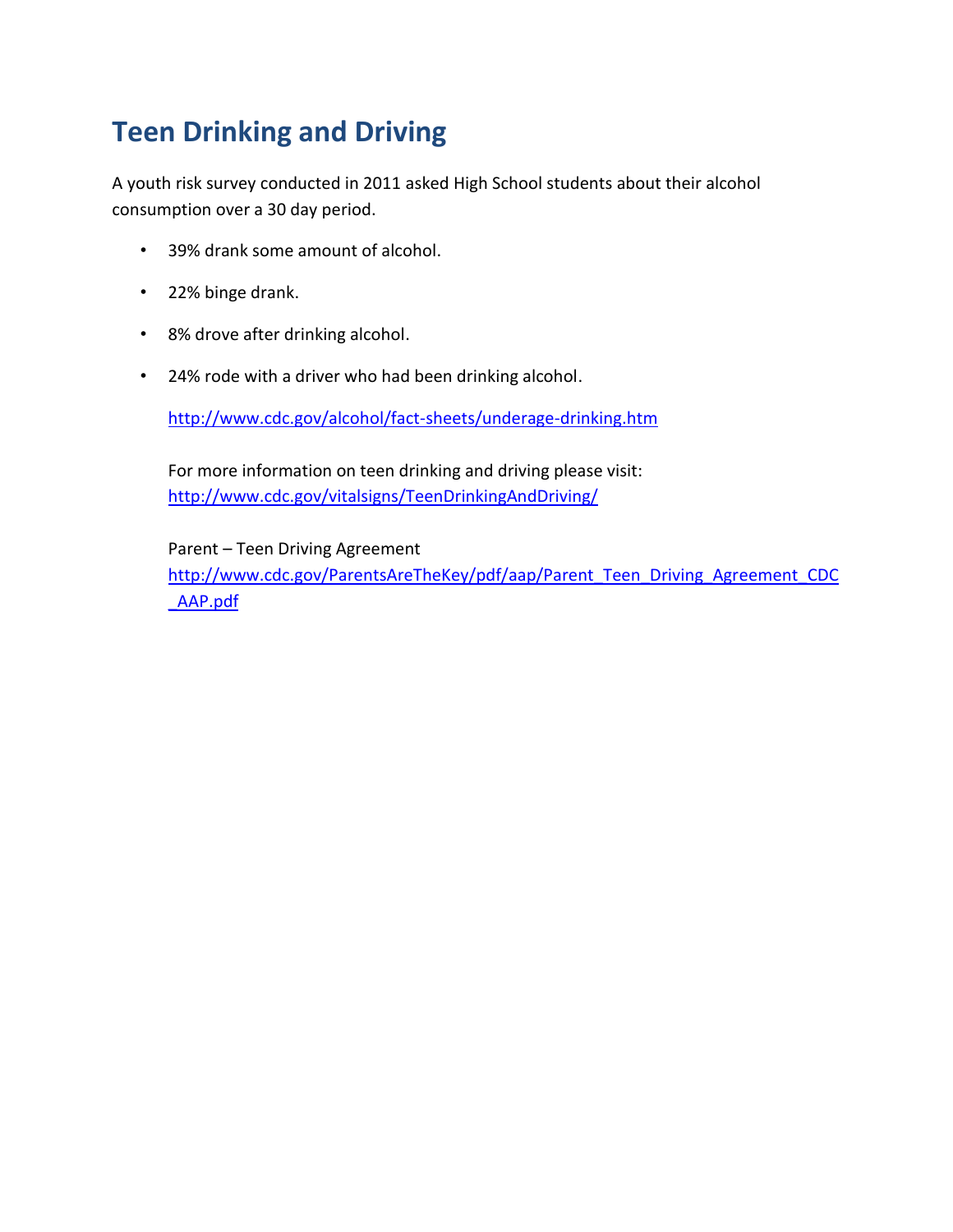# Teen Drinking and Driving

A youth risk survey conducted in 2011 asked High School students about their alcohol consumption over a 30 day period.

- 39% drank some amount of alcohol.
- 22% binge drank.
- 8% drove after drinking alcohol.
- 24% rode with a driver who had been drinking alcohol.

http://www.cdc.gov/alcohol/fact-sheets/underage-drinking.htm

For more information on teen drinking and driving please visit:
http://www.cdc.gov/vitalsigns/TeenDrinkingAndDriving/

Parent – Teen Driving Agreement
http://www.cdc.gov/ParentsAreTheKey/pdf/aap/Parent_Teen_Driving_Agreement_CDC_AAP.pdf